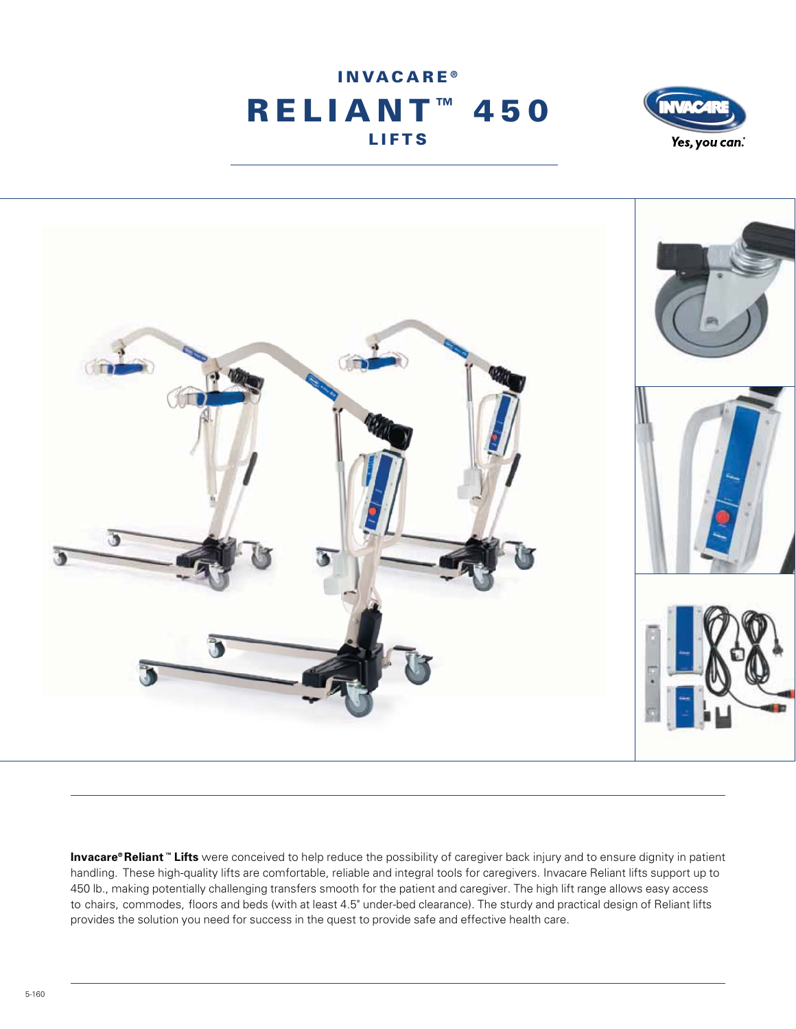# INVACARE®
# RELIANT™ 450
## LIFTS

**Invacare® Reliant™ Lifts** were conceived to help reduce the possibility of caregiver back injury and to ensure dignity in patient handling. These high-quality lifts are comfortable, reliable and integral tools for caregivers. Invacare Reliant lifts support up to 450 lb., making potentially challenging transfers smooth for the patient and caregiver. The high lift range allows easy access to chairs, commodes, floors and beds (with at least 4.5" under-bed clearance). The sturdy and practical design of Reliant lifts provides the solution you need for success in the quest to provide safe and effective health care.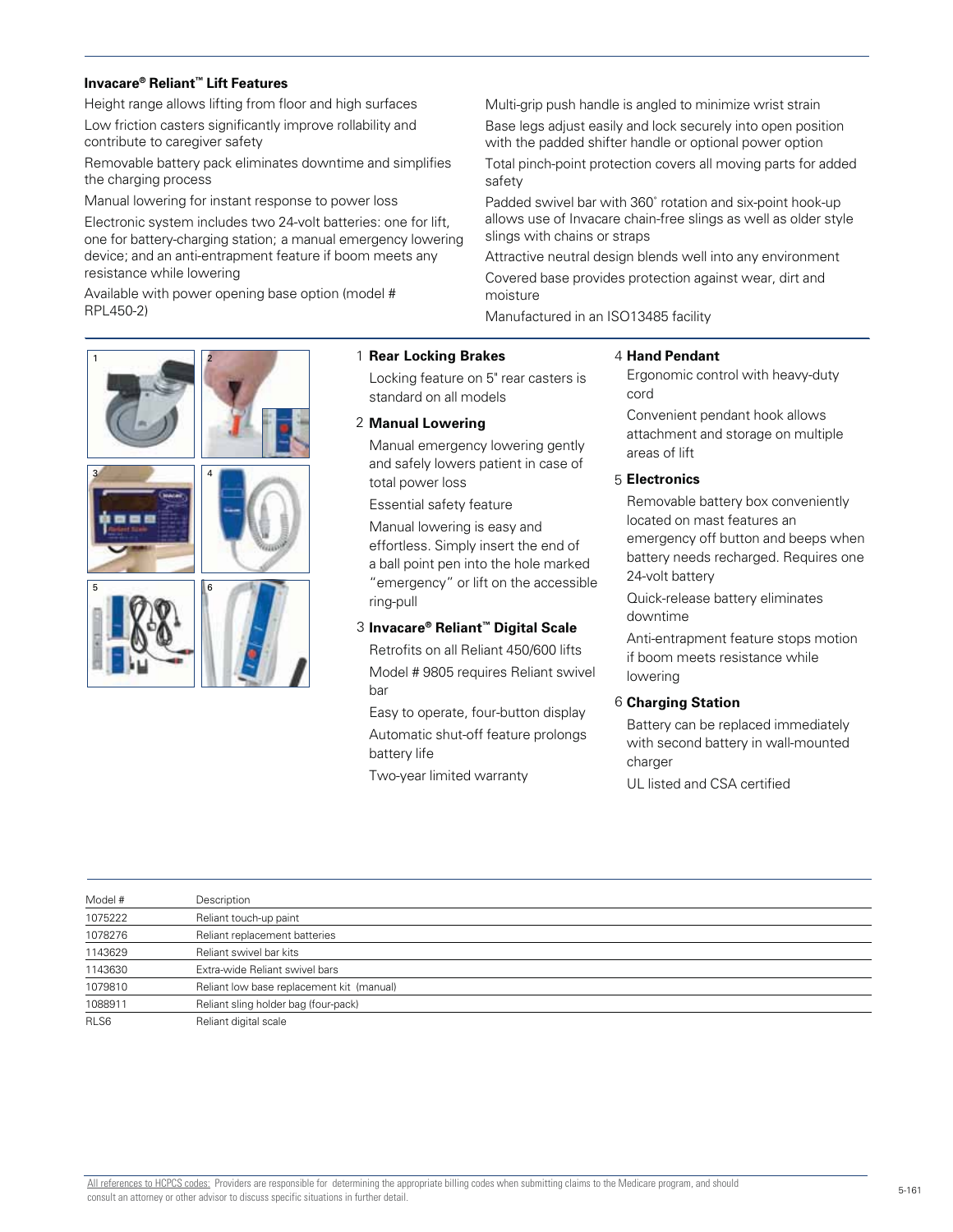**Invacare® Reliant™ Lift Features**

Height range allows lifting from floor and high surfaces

Low friction casters significantly improve rollability and contribute to caregiver safety

Removable battery pack eliminates downtime and simplifies the charging process

Manual lowering for instant response to power loss

Electronic system includes two 24-volt batteries: one for lift, one for battery-charging station; a manual emergency lowering device; and an anti-entrapment feature if boom meets any resistance while lowering

Available with power opening base option (model # RPL450-2)

Multi-grip push handle is angled to minimize wrist strain

Base legs adjust easily and lock securely into open position with the padded shifter handle or optional power option

Total pinch-point protection covers all moving parts for added safety

Padded swivel bar with 360˚ rotation and six-point hook-up allows use of Invacare chain-free slings as well as older style slings with chains or straps

Attractive neutral design blends well into any environment

Covered base provides protection against wear, dirt and moisture

Manufactured in an ISO13485 facility

1 **Rear Locking Brakes**

Locking feature on 5" rear casters is standard on all models

2 **Manual Lowering**

Manual emergency lowering gently and safely lowers patient in case of total power loss

Essential safety feature

Manual lowering is easy and effortless. Simply insert the end of a ball point pen into the hole marked "emergency" or lift on the accessible ring-pull

3 **Invacare® Reliant™ Digital Scale**

Retrofits on all Reliant 450/600 lifts

Model # 9805 requires Reliant swivel bar

Easy to operate, four-button display

Automatic shut-off feature prolongs battery life

Two-year limited warranty

4 **Hand Pendant**

Ergonomic control with heavy-duty cord

Convenient pendant hook allows attachment and storage on multiple areas of lift

5 **Electronics**

Removable battery box conveniently located on mast features an emergency off button and beeps when battery needs recharged. Requires one 24-volt battery

Quick-release battery eliminates downtime

Anti-entrapment feature stops motion if boom meets resistance while lowering

6 **Charging Station**

Battery can be replaced immediately with second battery in wall-mounted charger

UL listed and CSA certified

| Model # | Description |
|---|---|
| 1075222 | Reliant touch-up paint |
| 1078276 | Reliant replacement batteries |
| 1143629 | Reliant swivel bar kits |
| 1143630 | Extra-wide Reliant swivel bars |
| 1079810 | Reliant low base replacement kit (manual) |
| 1088911 | Reliant sling holder bag (four-pack) |
| RLS6 | Reliant digital scale |

All references to HCPCS codes: Providers are responsible for determining the appropriate billing codes when submitting claims to the Medicare program, and should consult an attorney or other advisor to discuss specific situations in further detail.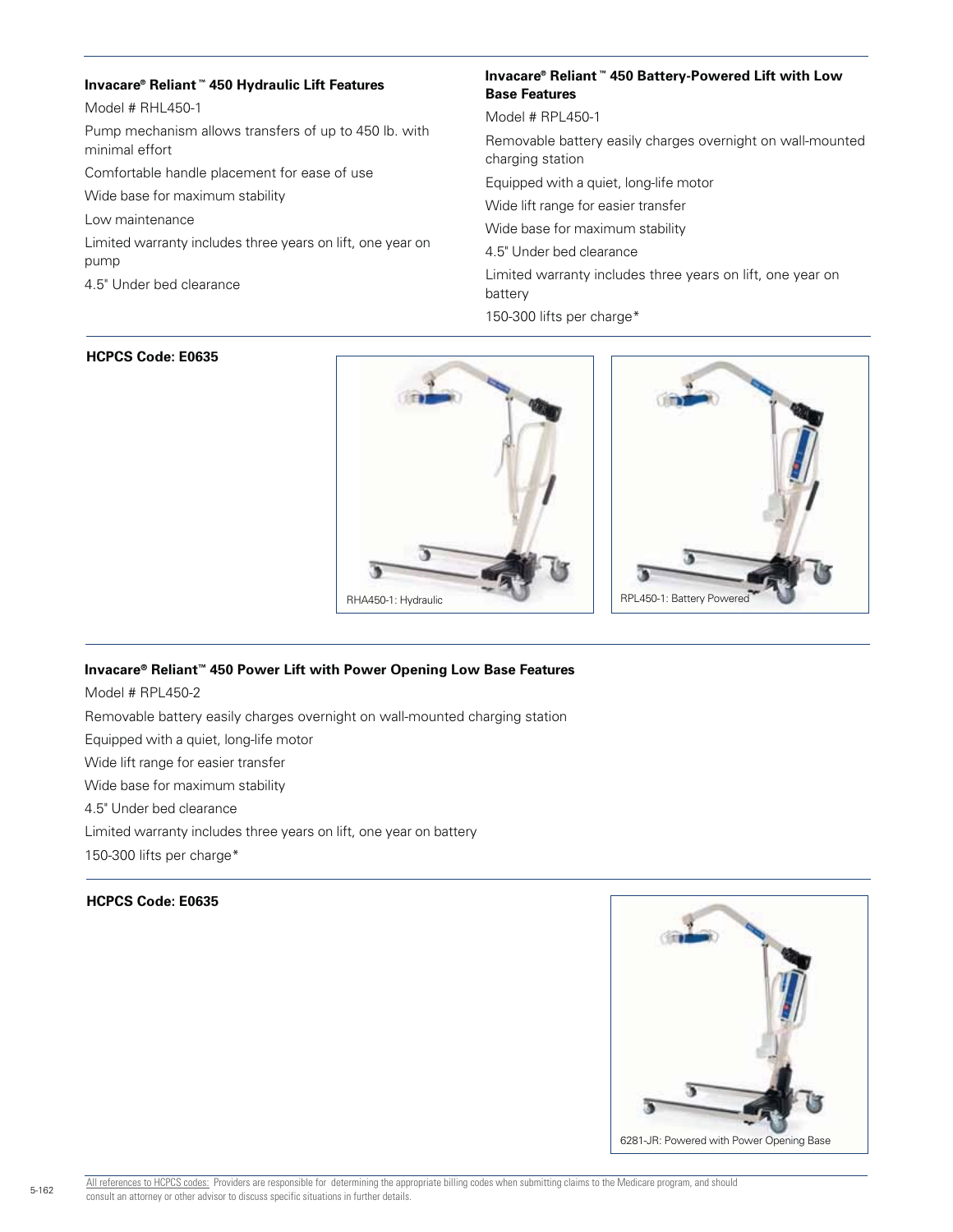### Invacare® Reliant™ 450 Hydraulic Lift Features

Model # RHL450-1

Pump mechanism allows transfers of up to 450 lb. with minimal effort

Comfortable handle placement for ease of use

Wide base for maximum stability

Low maintenance

Limited warranty includes three years on lift, one year on pump

4.5" Under bed clearance

### Invacare® Reliant™ 450 Battery-Powered Lift with Low Base Features

Model # RPL450-1

Removable battery easily charges overnight on wall-mounted charging station

Equipped with a quiet, long-life motor

Wide lift range for easier transfer

Wide base for maximum stability

4.5" Under bed clearance

Limited warranty includes three years on lift, one year on battery

150-300 lifts per charge*

**HCPCS Code: E0635**

RHA450-1: Hydraulic

RPL450-1: Battery Powered

### Invacare® Reliant™ 450 Power Lift with Power Opening Low Base Features

Model # RPL450-2

Removable battery easily charges overnight on wall-mounted charging station

Equipped with a quiet, long-life motor

Wide lift range for easier transfer

Wide base for maximum stability

4.5" Under bed clearance

Limited warranty includes three years on lift, one year on battery

150-300 lifts per charge*

**HCPCS Code: E0635**

6281-JR: Powered with Power Opening Base

All references to HCPCS codes: Providers are responsible for determining the appropriate billing codes when submitting claims to the Medicare program, and should consult an attorney or other advisor to discuss specific situations in further details.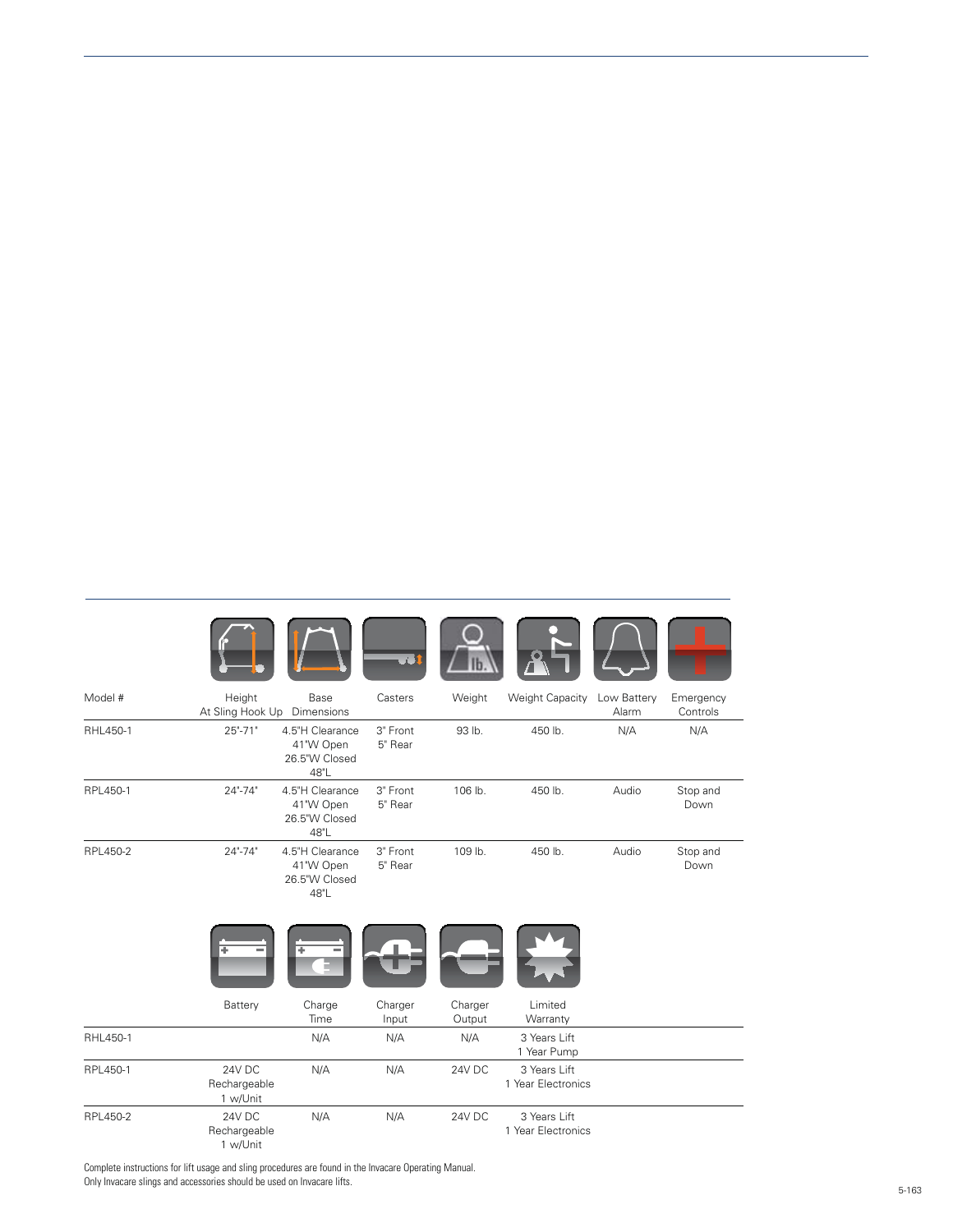| Model # | Height At Sling Hook Up | Base Dimensions | Casters | Weight | Weight Capacity | Low Battery Alarm | Emergency Controls |
| --- | --- | --- | --- | --- | --- | --- | --- |
| RHL450-1 | 25"-71" | 4.5"H Clearance 41"W Open 26.5"W Closed 48"L | 3" Front 5" Rear | 93 lb. | 450 lb. | N/A | N/A |
| RPL450-1 | 24"-74" | 4.5"H Clearance 41"W Open 26.5"W Closed 48"L | 3" Front 5" Rear | 106 lb. | 450 lb. | Audio | Stop and Down |
| RPL450-2 | 24"-74" | 4.5"H Clearance 41"W Open 26.5"W Closed 48"L | 3" Front 5" Rear | 109 lb. | 450 lb. | Audio | Stop and Down |

| Model # | Battery | Charge Time | Charger Input | Charger Output | Limited Warranty |
| --- | --- | --- | --- | --- | --- |
| RHL450-1 | | N/A | N/A | N/A | 3 Years Lift 1 Year Pump |
| RPL450-1 | 24V DC Rechargeable 1 w/Unit | N/A | N/A | 24V DC | 3 Years Lift 1 Year Electronics |
| RPL450-2 | 24V DC Rechargeable 1 w/Unit | N/A | N/A | 24V DC | 3 Years Lift 1 Year Electronics |

Complete instructions for lift usage and sling procedures are found in the Invacare Operating Manual.
Only Invacare slings and accessories should be used on Invacare lifts.